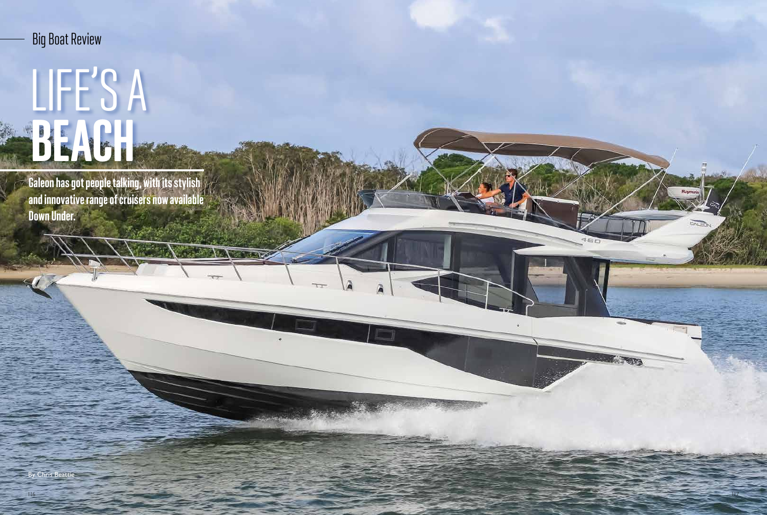Big Boat Review

# LIFE'S A BEACH

**Galeon has got people talking, with its stylish and innovative range of cruisers now available Down Under.**

By Chris Beattie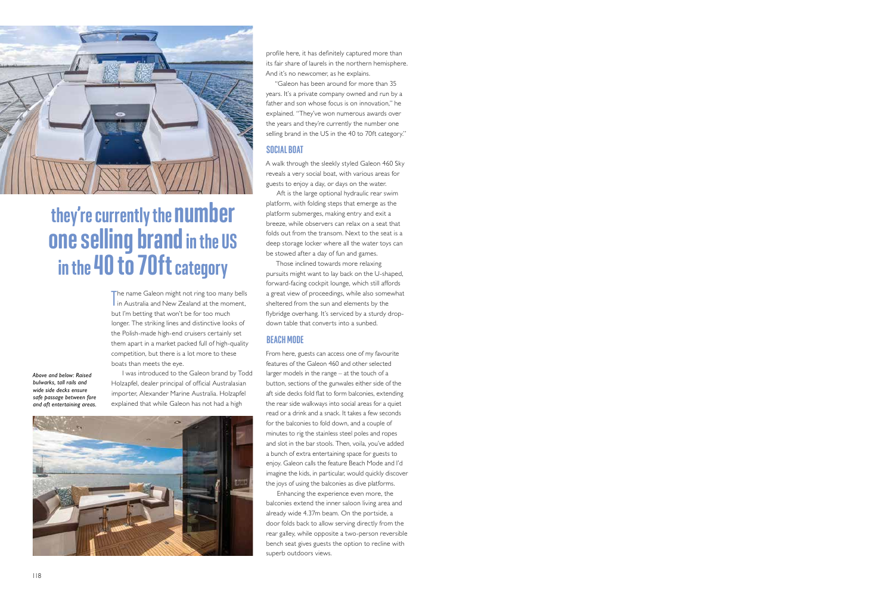## they're currently the number one selling brand in the US in the 40 to 70ft category

The name Galeon might not ring too many bells in Australia and New Zealand at the moment, but I'm betting that won't be for too much longer. The striking lines and distinctive looks of the Polish-made high-end cruisers certainly set them apart in a market packed full of high-quality competition, but there is a lot more to these boats than meets the eye.

I was introduced to the Galeon brand by Todd Holzapfel, dealer principal of official Australasian importer, Alexander Marine Australia. Holzapfel explained that while Galeon has not had a high profile here, it has definitely captured more than its fair share of laurels in the northern hemisphere. And it's no newcomer, as he explains.

*Above and below: Raised bulwarks, tall rails and wide side decks ensure safe passage between fore and aft entertaining areas.*

"Galeon has been around for more than 35 years. It's a private company owned and run by a father and son whose focus is on innovation," he explained. "They've won numerous awards over the years and they're currently the number one selling brand in the US in the 40 to 70ft category."

### SOCIAL BOAT

A walk through the sleekly styled Galeon 460 Sky reveals a very social boat, with various areas for guests to enjoy a day, or days on the water.

Aft is the large optional hydraulic rear swim platform, with folding steps that emerge as the platform submerges, making entry and exit a breeze, while observers can relax on a seat that folds out from the transom. Next to the seat is a deep storage locker where all the water toys can be stowed after a day of fun and games.

Those inclined towards more relaxing pursuits might want to lay back on the U-shaped, forward-facing cockpit lounge, which still affords a great view of proceedings, while also somewhat sheltered from the sun and elements by the flybridge overhang. It's serviced by a sturdy drop-down table that converts into a sunbed.

### BEACH MODE

From here, guests can access one of my favourite features of the Galeon 460 and other selected larger models in the range – at the touch of a button, sections of the gunwales either side of the aft side decks fold flat to form balconies, extending the rear side walkways into social areas for a quiet read or a drink and a snack. It takes a few seconds for the balconies to fold down, and a couple of minutes to rig the stainless steel poles and ropes and slot in the bar stools. Then, voila, you've added a bunch of extra entertaining space for guests to enjoy. Galeon calls the feature Beach Mode and I'd imagine the kids, in particular, would quickly discover the joys of using the balconies as dive platforms.

Enhancing the experience even more, the balconies extend the inner saloon living area and already wide 4.37m beam. On the portside, a door folds back to allow serving directly from the rear galley, while opposite a two-person reversible bench seat gives guests the option to recline with superb outdoors views.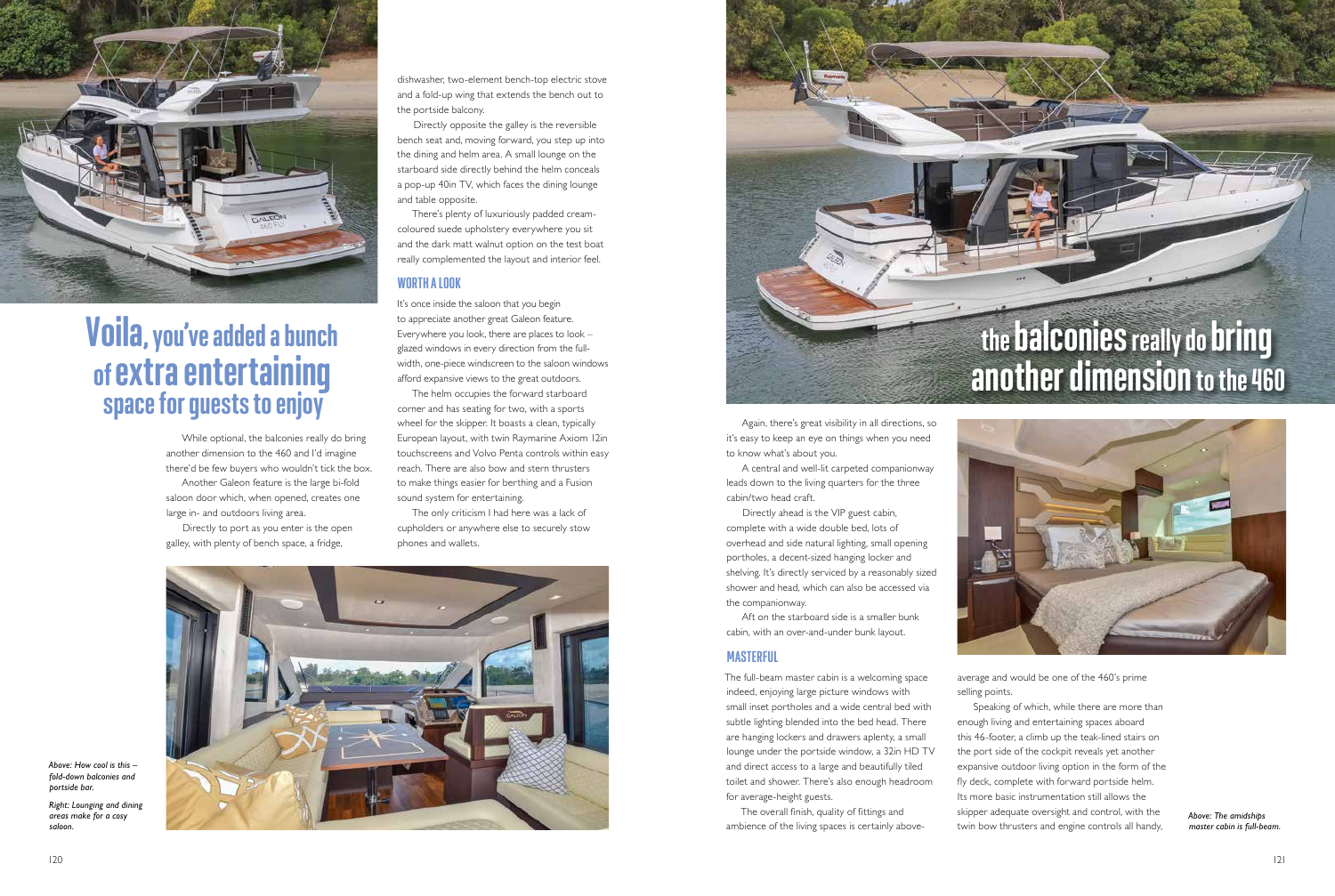# Voila, you've added a bunch of extra entertaining space for guests to enjoy

While optional, the balconies really do bring another dimension to the 460 and I'd imagine there'd be few buyers who wouldn't tick the box.

Another Galeon feature is the large bi-fold saloon door which, when opened, creates one large in- and outdoors living area.

Directly to port as you enter is the open galley, with plenty of bench space, a fridge, dishwasher, two-element bench-top electric stove and a fold-up wing that extends the bench out to the portside balcony.

Directly opposite the galley is the reversible bench seat and, moving forward, you step up into the dining and helm area. A small lounge on the starboard side directly behind the helm conceals a pop-up 40in TV, which faces the dining lounge and table opposite.

There's plenty of luxuriously padded cream-coloured suede upholstery everywhere you sit and the dark matt walnut option on the test boat really complemented the layout and interior feel.

## WORTH A LOOK

It's once inside the saloon that you begin to appreciate another great Galeon feature. Everywhere you look, there are places to look – glazed windows in every direction from the full-width, one-piece windscreen to the saloon windows afford expansive views to the great outdoors.

The helm occupies the forward starboard corner and has seating for two, with a sports wheel for the skipper. It boasts a clean, typically European layout, with twin Raymarine Axiom 12in touchscreens and Volvo Penta controls within easy reach. There are also bow and stern thrusters to make things easier for berthing and a Fusion sound system for entertaining.

The only criticism I had here was a lack of cupholders or anywhere else to securely stow phones and wallets.

*Above: How cool is this – fold-down balconies and portside bar.*

*Right: Lounging and dining areas make for a cosy saloon.*

# the balconies really do bring another dimension to the 460

Again, there's great visibility in all directions, so it's easy to keep an eye on things when you need to know what's about you.

A central and well-lit carpeted companionway leads down to the living quarters for the three cabin/two head craft.

Directly ahead is the VIP guest cabin, complete with a wide double bed, lots of overhead and side natural lighting, small opening portholes, a decent-sized hanging locker and shelving. It's directly serviced by a reasonably sized shower and head, which can also be accessed via the companionway.

Aft on the starboard side is a smaller bunk cabin, with an over-and-under bunk layout.

## MASTERFUL

The full-beam master cabin is a welcoming space indeed, enjoying large picture windows with small inset portholes and a wide central bed with subtle lighting blended into the bed head. There are hanging lockers and drawers aplenty, a small lounge under the portside window, a 32in HD TV and direct access to a large and beautifully tiled toilet and shower. There's also enough headroom for average-height guests.

The overall finish, quality of fittings and ambience of the living spaces is certainly above-average and would be one of the 460's prime selling points.

Speaking of which, while there are more than enough living and entertaining spaces aboard this 46-footer, a climb up the teak-lined stairs on the port side of the cockpit reveals yet another expansive outdoor living option in the form of the fly deck, complete with forward portside helm. Its more basic instrumentation still allows the skipper adequate oversight and control, with the twin bow thrusters and engine controls all handy,

*Above: The amidships master cabin is full-beam.*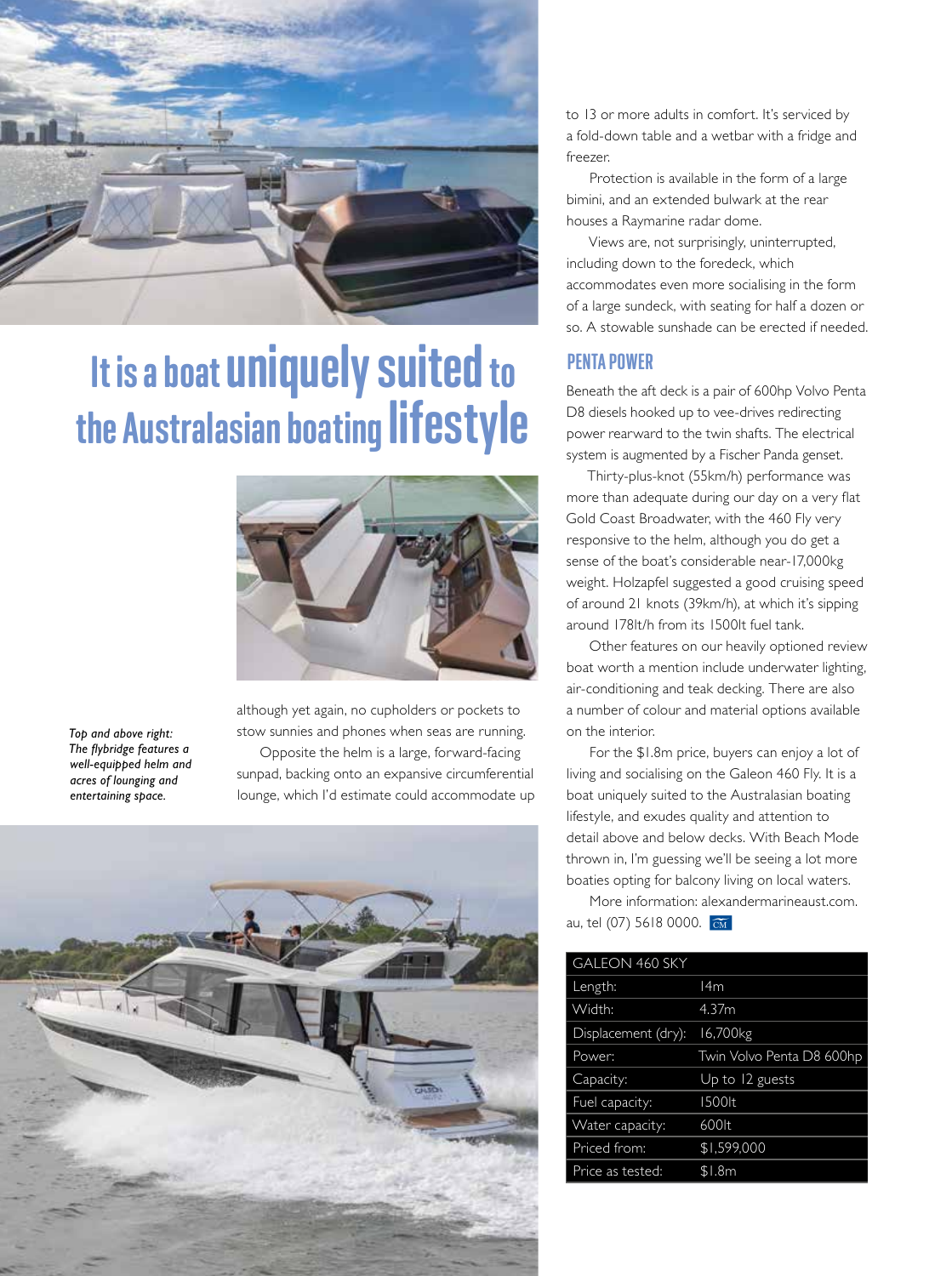# It is a boat uniquely suited to the Australasian boating lifestyle

*Top and above right: The flybridge features a well-equipped helm and acres of lounging and entertaining space.*

although yet again, no cupholders or pockets to stow sunnies and phones when seas are running.

Opposite the helm is a large, forward-facing sunpad, backing onto an expansive circumferential lounge, which I'd estimate could accommodate up to 13 or more adults in comfort. It's serviced by a fold-down table and a wetbar with a fridge and freezer.

Protection is available in the form of a large bimini, and an extended bulwark at the rear houses a Raymarine radar dome.

Views are, not surprisingly, uninterrupted, including down to the foredeck, which accommodates even more socialising in the form of a large sundeck, with seating for half a dozen or so. A stowable sunshade can be erected if needed.

## PENTA POWER

Beneath the aft deck is a pair of 600hp Volvo Penta D8 diesels hooked up to vee-drives redirecting power rearward to the twin shafts. The electrical system is augmented by a Fischer Panda genset.

Thirty-plus-knot (55km/h) performance was more than adequate during our day on a very flat Gold Coast Broadwater, with the 460 Fly very responsive to the helm, although you do get a sense of the boat's considerable near-17,000kg weight. Holzapfel suggested a good cruising speed of around 21 knots (39km/h), at which it's sipping around 178lt/h from its 1500lt fuel tank.

Other features on our heavily optioned review boat worth a mention include underwater lighting, air-conditioning and teak decking. There are also a number of colour and material options available on the interior.

For the $1.8m price, buyers can enjoy a lot of living and socialising on the Galeon 460 Fly. It is a boat uniquely suited to the Australasian boating lifestyle, and exudes quality and attention to detail above and below decks. With Beach Mode thrown in, I'm guessing we'll be seeing a lot more boaties opting for balcony living on local waters.

More information: alexandermarineaust.com.au, tel (07) 5618 0000.

| GALEON 460 SKY | |
|---|---|
| Length: | 14m |
| Width: | 4.37m |
| Displacement (dry): | 16,700kg |
| Power: | Twin Volvo Penta D8 600hp |
| Capacity: | Up to 12 guests |
| Fuel capacity: | 1500lt |
| Water capacity: | 600lt |
| Priced from: | $1,599,000 |
| Price as tested: | $1.8m |